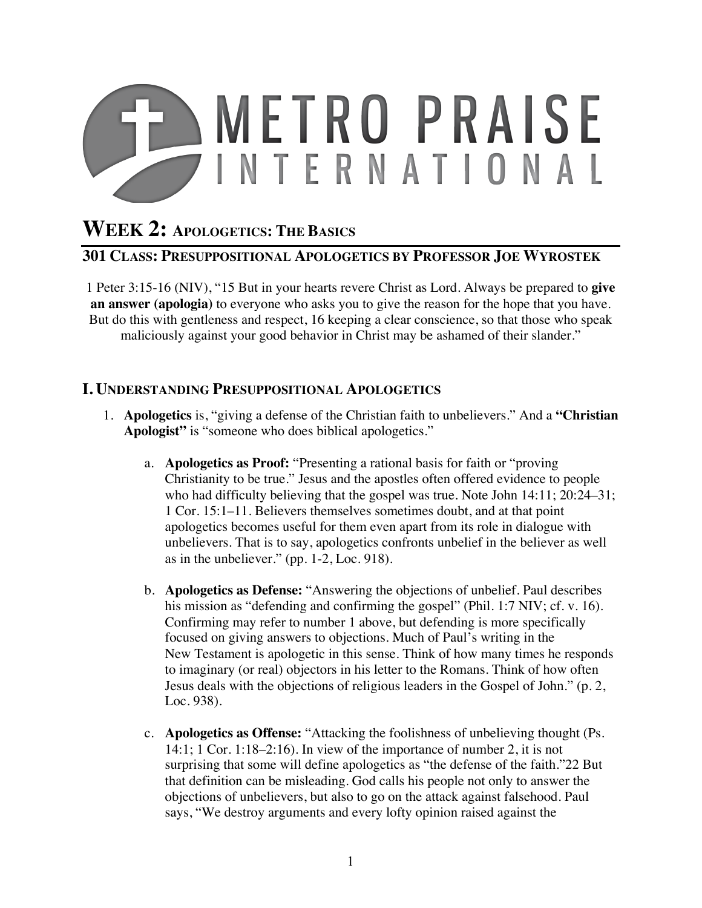# METRO PRAISE INTERNATIONAL

# Week 2: Apologetics: The Basics

## 301 Class: Presuppositional Apologetics by Professor Joe Wyrostek

1 Peter 3:15-16 (NIV), "15 But in your hearts revere Christ as Lord. Always be prepared to **give an answer (apologia)** to everyone who asks you to give the reason for the hope that you have. But do this with gentleness and respect, 16 keeping a clear conscience, so that those who speak maliciously against your good behavior in Christ may be ashamed of their slander."

## I. Understanding Presuppositional Apologetics

1. **Apologetics** is, "giving a defense of the Christian faith to unbelievers." And a **"Christian Apologist"** is "someone who does biblical apologetics."

   a. **Apologetics as Proof:** "Presenting a rational basis for faith or "proving Christianity to be true." Jesus and the apostles often offered evidence to people who had difficulty believing that the gospel was true. Note John 14:11; 20:24–31; 1 Cor. 15:1–11. Believers themselves sometimes doubt, and at that point apologetics becomes useful for them even apart from its role in dialogue with unbelievers. That is to say, apologetics confronts unbelief in the believer as well as in the unbeliever." (pp. 1-2, Loc. 918).

   b. **Apologetics as Defense:** "Answering the objections of unbelief. Paul describes his mission as "defending and confirming the gospel" (Phil. 1:7 NIV; cf. v. 16). Confirming may refer to number 1 above, but defending is more specifically focused on giving answers to objections. Much of Paul's writing in the New Testament is apologetic in this sense. Think of how many times he responds to imaginary (or real) objectors in his letter to the Romans. Think of how often Jesus deals with the objections of religious leaders in the Gospel of John." (p. 2, Loc. 938).

   c. **Apologetics as Offense:** "Attacking the foolishness of unbelieving thought (Ps. 14:1; 1 Cor. 1:18–2:16). In view of the importance of number 2, it is not surprising that some will define apologetics as "the defense of the faith."22 But that definition can be misleading. God calls his people not only to answer the objections of unbelievers, but also to go on the attack against falsehood. Paul says, "We destroy arguments and every lofty opinion raised against the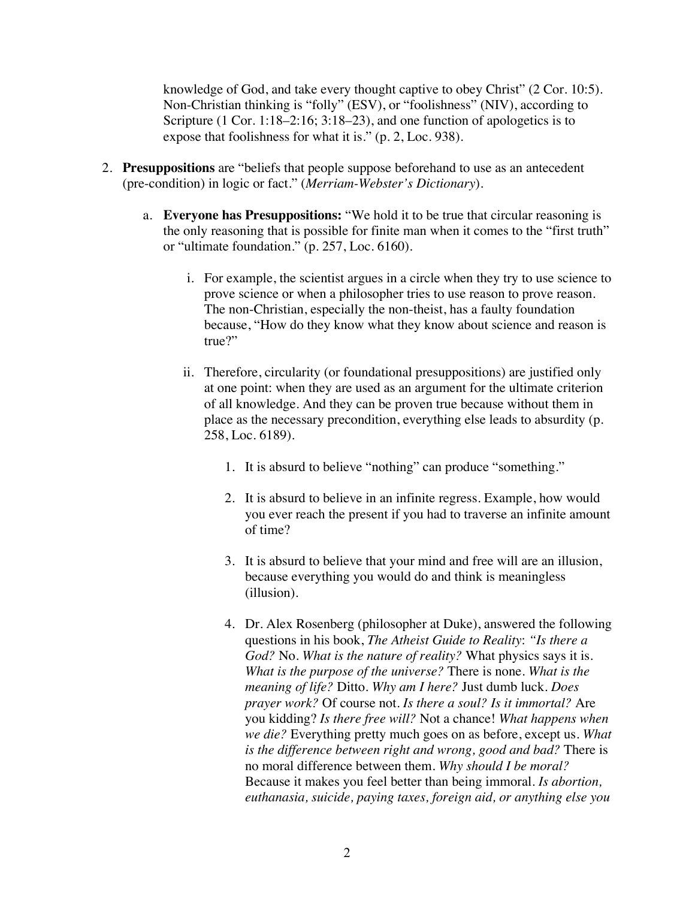knowledge of God, and take every thought captive to obey Christ" (2 Cor. 10:5). Non-Christian thinking is "folly" (ESV), or "foolishness" (NIV), according to Scripture (1 Cor. 1:18–2:16; 3:18–23), and one function of apologetics is to expose that foolishness for what it is." (p. 2, Loc. 938).

2. **Presuppositions** are "beliefs that people suppose beforehand to use as an antecedent (pre-condition) in logic or fact." (*Merriam-Webster's Dictionary*).

    a. **Everyone has Presuppositions:** "We hold it to be true that circular reasoning is the only reasoning that is possible for finite man when it comes to the "first truth" or "ultimate foundation." (p. 257, Loc. 6160).

        i. For example, the scientist argues in a circle when they try to use science to prove science or when a philosopher tries to use reason to prove reason. The non-Christian, especially the non-theist, has a faulty foundation because, "How do they know what they know about science and reason is true?"

        ii. Therefore, circularity (or foundational presuppositions) are justified only at one point: when they are used as an argument for the ultimate criterion of all knowledge. And they can be proven true because without them in place as the necessary precondition, everything else leads to absurdity (p. 258, Loc. 6189).

            1. It is absurd to believe "nothing" can produce "something."

            2. It is absurd to believe in an infinite regress. Example, how would you ever reach the present if you had to traverse an infinite amount of time?

            3. It is absurd to believe that your mind and free will are an illusion, because everything you would do and think is meaningless (illusion).

            4. Dr. Alex Rosenberg (philosopher at Duke), answered the following questions in his book, *The Atheist Guide to Reality*: *"Is there a God?* No. *What is the nature of reality?* What physics says it is. *What is the purpose of the universe?* There is none. *What is the meaning of life?* Ditto. *Why am I here?* Just dumb luck. *Does prayer work?* Of course not. *Is there a soul? Is it immortal?* Are you kidding? *Is there free will?* Not a chance! *What happens when we die?* Everything pretty much goes on as before, except us. *What is the difference between right and wrong, good and bad?* There is no moral difference between them. *Why should I be moral?* Because it makes you feel better than being immoral. *Is abortion, euthanasia, suicide, paying taxes, foreign aid, or anything else you*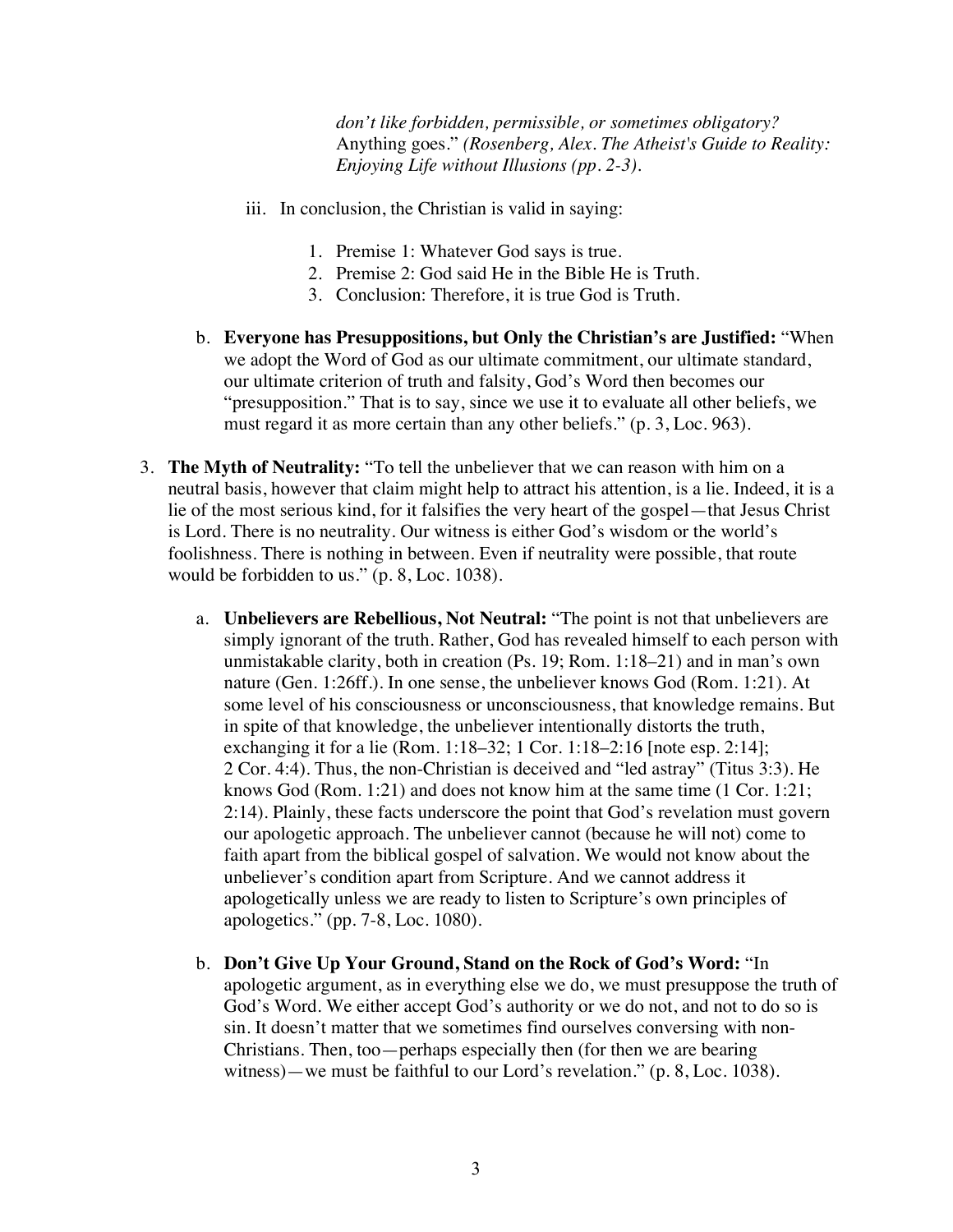*don't like forbidden, permissible, or sometimes obligatory?* Anything goes." *(Rosenberg, Alex. The Atheist's Guide to Reality: Enjoying Life without Illusions (pp. 2-3).*

iii. In conclusion, the Christian is valid in saying:

1. Premise 1: Whatever God says is true.
2. Premise 2: God said He in the Bible He is Truth.
3. Conclusion: Therefore, it is true God is Truth.

b. **Everyone has Presuppositions, but Only the Christian's are Justified:** "When we adopt the Word of God as our ultimate commitment, our ultimate standard, our ultimate criterion of truth and falsity, God's Word then becomes our "presupposition." That is to say, since we use it to evaluate all other beliefs, we must regard it as more certain than any other beliefs." (p. 3, Loc. 963).

3. **The Myth of Neutrality:** "To tell the unbeliever that we can reason with him on a neutral basis, however that claim might help to attract his attention, is a lie. Indeed, it is a lie of the most serious kind, for it falsifies the very heart of the gospel—that Jesus Christ is Lord. There is no neutrality. Our witness is either God's wisdom or the world's foolishness. There is nothing in between. Even if neutrality were possible, that route would be forbidden to us." (p. 8, Loc. 1038).

   a. **Unbelievers are Rebellious, Not Neutral:** "The point is not that unbelievers are simply ignorant of the truth. Rather, God has revealed himself to each person with unmistakable clarity, both in creation (Ps. 19; Rom. 1:18–21) and in man's own nature (Gen. 1:26ff.). In one sense, the unbeliever knows God (Rom. 1:21). At some level of his consciousness or unconsciousness, that knowledge remains. But in spite of that knowledge, the unbeliever intentionally distorts the truth, exchanging it for a lie (Rom. 1:18–32; 1 Cor. 1:18–2:16 [note esp. 2:14]; 2 Cor. 4:4). Thus, the non-Christian is deceived and "led astray" (Titus 3:3). He knows God (Rom. 1:21) and does not know him at the same time (1 Cor. 1:21; 2:14). Plainly, these facts underscore the point that God's revelation must govern our apologetic approach. The unbeliever cannot (because he will not) come to faith apart from the biblical gospel of salvation. We would not know about the unbeliever's condition apart from Scripture. And we cannot address it apologetically unless we are ready to listen to Scripture's own principles of apologetics." (pp. 7-8, Loc. 1080).

   b. **Don't Give Up Your Ground, Stand on the Rock of God's Word:** "In apologetic argument, as in everything else we do, we must presuppose the truth of God's Word. We either accept God's authority or we do not, and not to do so is sin. It doesn't matter that we sometimes find ourselves conversing with non-Christians. Then, too—perhaps especially then (for then we are bearing witness)—we must be faithful to our Lord's revelation." (p. 8, Loc. 1038).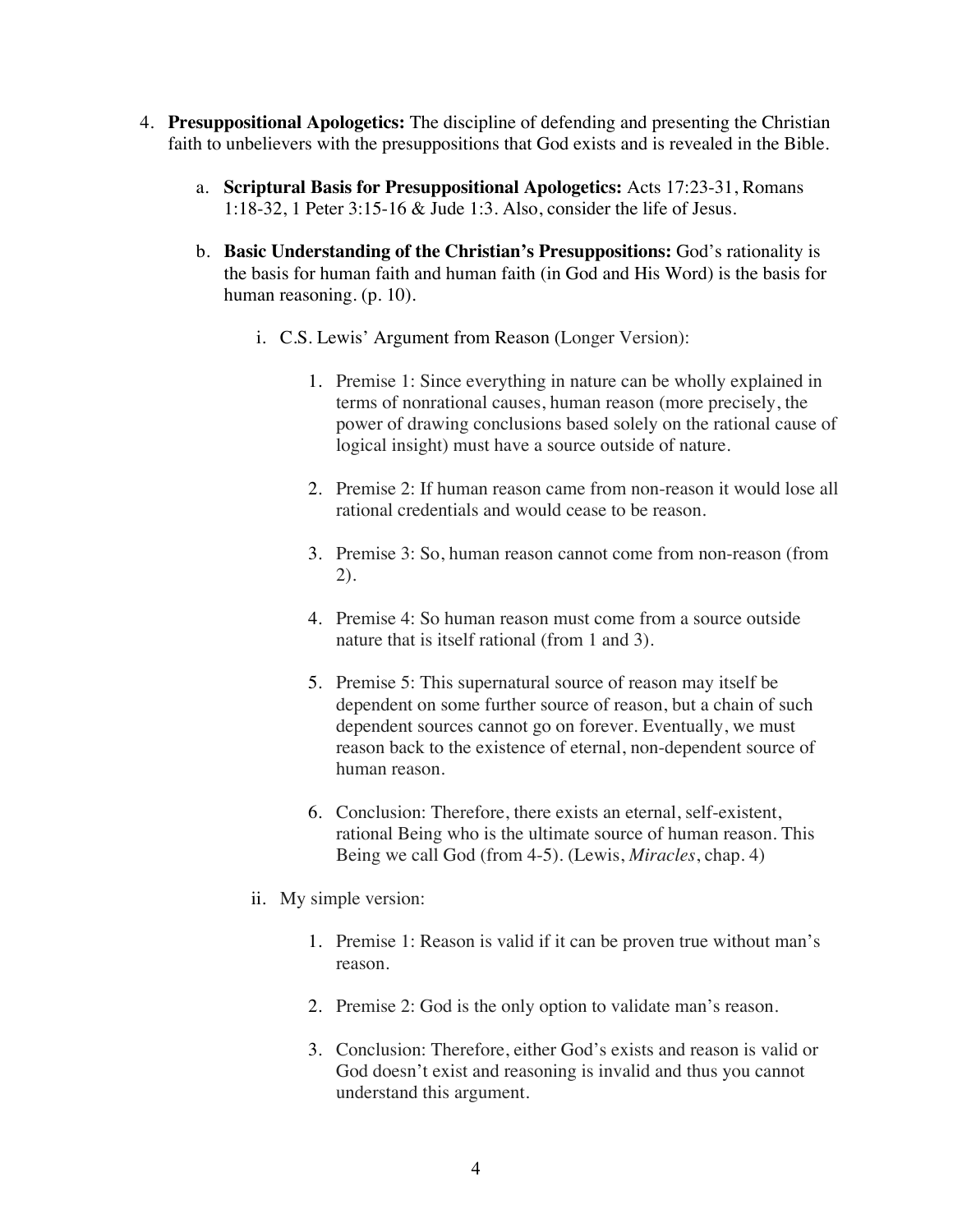4. **Presuppositional Apologetics:** The discipline of defending and presenting the Christian faith to unbelievers with the presuppositions that God exists and is revealed in the Bible.

    a. **Scriptural Basis for Presuppositional Apologetics:** Acts 17:23-31, Romans 1:18-32, 1 Peter 3:15-16 & Jude 1:3. Also, consider the life of Jesus.

    b. **Basic Understanding of the Christian's Presuppositions:** God's rationality is the basis for human faith and human faith (in God and His Word) is the basis for human reasoning. (p. 10).

        i. C.S. Lewis' Argument from Reason (Longer Version):

            1. Premise 1: Since everything in nature can be wholly explained in terms of nonrational causes, human reason (more precisely, the power of drawing conclusions based solely on the rational cause of logical insight) must have a source outside of nature.

            2. Premise 2: If human reason came from non-reason it would lose all rational credentials and would cease to be reason.

            3. Premise 3: So, human reason cannot come from non-reason (from 2).

            4. Premise 4: So human reason must come from a source outside nature that is itself rational (from 1 and 3).

            5. Premise 5: This supernatural source of reason may itself be dependent on some further source of reason, but a chain of such dependent sources cannot go on forever. Eventually, we must reason back to the existence of eternal, non-dependent source of human reason.

            6. Conclusion: Therefore, there exists an eternal, self-existent, rational Being who is the ultimate source of human reason. This Being we call God (from 4-5). (Lewis, *Miracles*, chap. 4)

        ii. My simple version:

            1. Premise 1: Reason is valid if it can be proven true without man's reason.

            2. Premise 2: God is the only option to validate man's reason.

            3. Conclusion: Therefore, either God's exists and reason is valid or God doesn't exist and reasoning is invalid and thus you cannot understand this argument.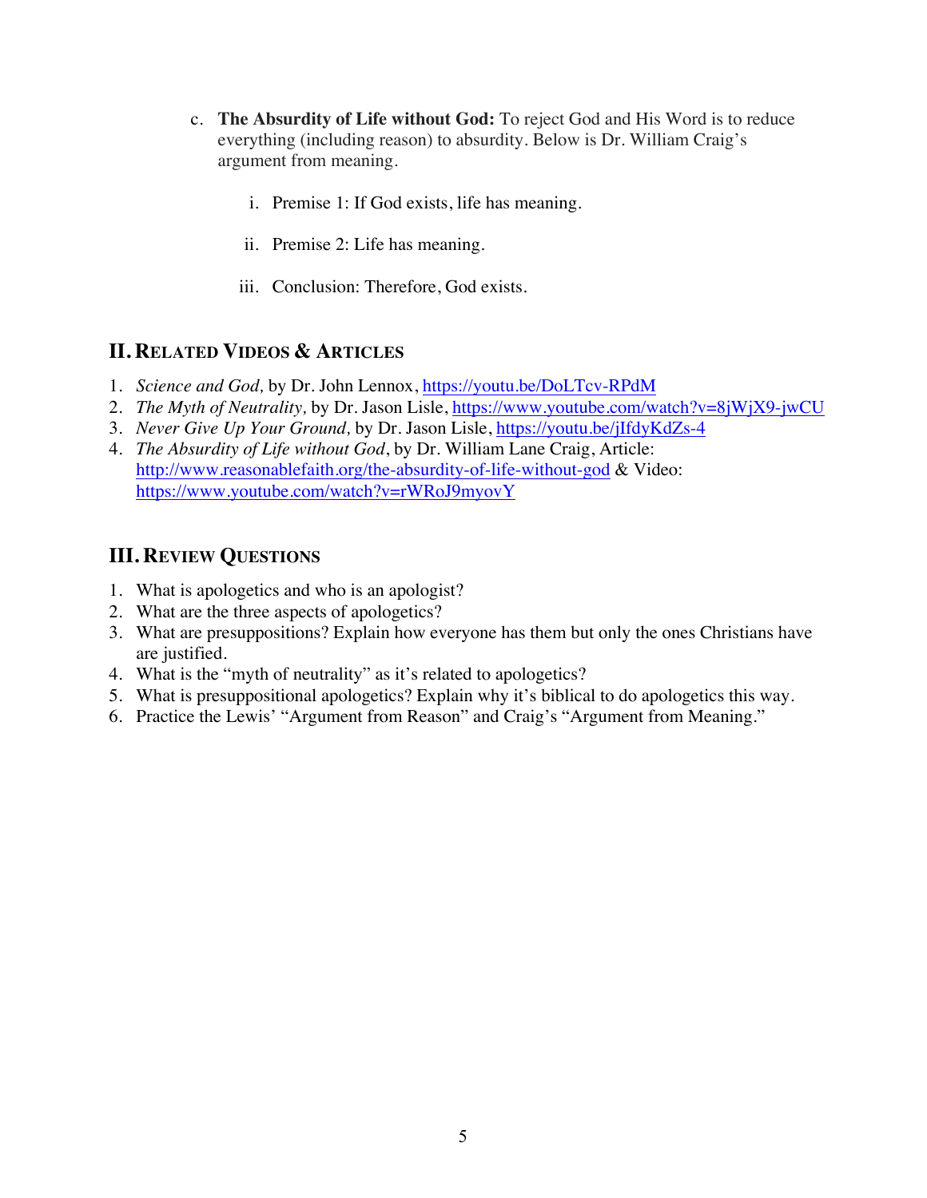c. **The Absurdity of Life without God:** To reject God and His Word is to reduce everything (including reason) to absurdity. Below is Dr. William Craig's argument from meaning.

   i. Premise 1: If God exists, life has meaning.

   ii. Premise 2: Life has meaning.

   iii. Conclusion: Therefore, God exists.

## II. Related Videos & Articles

1. *Science and God,* by Dr. John Lennox, https://youtu.be/DoLTcv-RPdM
2. *The Myth of Neutrality,* by Dr. Jason Lisle, https://www.youtube.com/watch?v=8jWjX9-jwCU
3. *Never Give Up Your Ground,* by Dr. Jason Lisle, https://youtu.be/jIfdyKdZs-4
4. *The Absurdity of Life without God*, by Dr. William Lane Craig, Article: http://www.reasonablefaith.org/the-absurdity-of-life-without-god & Video: https://www.youtube.com/watch?v=rWRoJ9myovY

## III. Review Questions

1. What is apologetics and who is an apologist?
2. What are the three aspects of apologetics?
3. What are presuppositions? Explain how everyone has them but only the ones Christians have are justified.
4. What is the "myth of neutrality" as it's related to apologetics?
5. What is presuppositional apologetics? Explain why it's biblical to do apologetics this way.
6. Practice the Lewis' "Argument from Reason" and Craig's "Argument from Meaning."